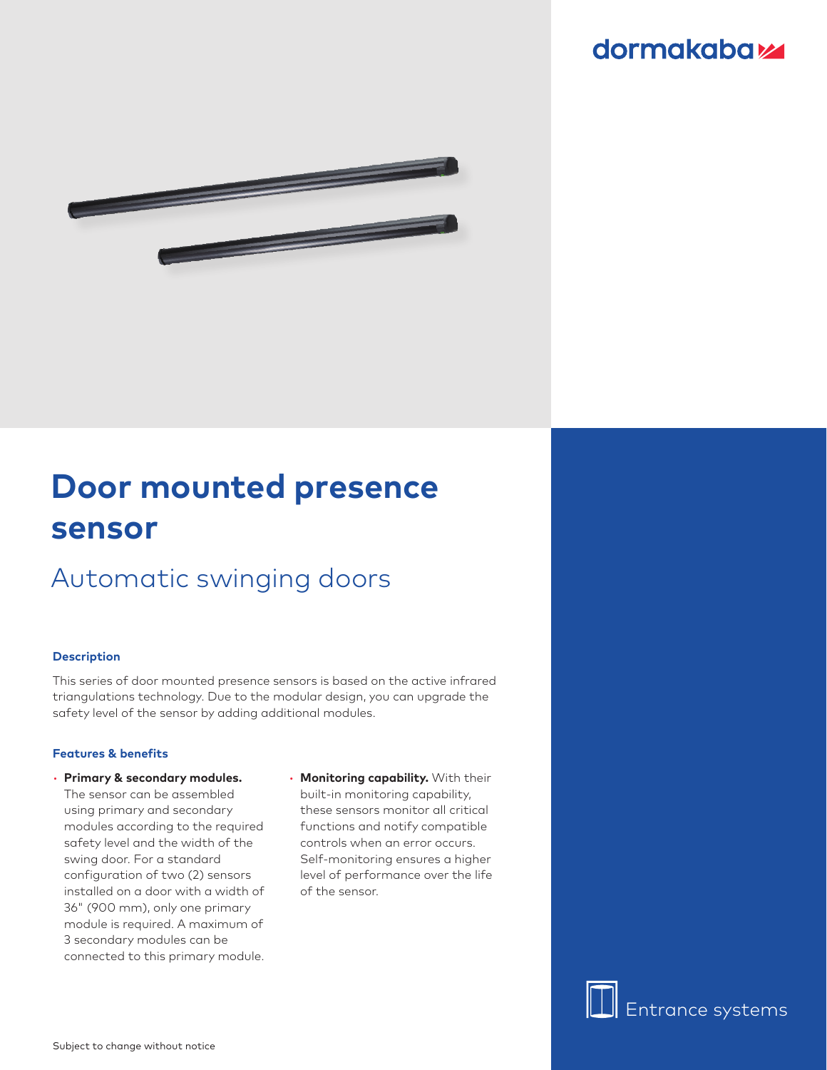dormakaba

# Door mounted presence sensor

## Automatic swinging doors

### Description

This series of door mounted presence sensors is based on the active infrared triangulations technology. Due to the modular design, you can upgrade the safety level of the sensor by adding additional modules.

### Features & benefits

- **Primary & secondary modules.** The sensor can be assembled using primary and secondary modules according to the required safety level and the width of the swing door. For a standard configuration of two (2) sensors installed on a door with a width of 36" (900 mm), only one primary module is required. A maximum of 3 secondary modules can be connected to this primary module.
- **Monitoring capability.** With their built-in monitoring capability, these sensors monitor all critical functions and notify compatible controls when an error occurs. Self-monitoring ensures a higher level of performance over the life of the sensor.

Entrance systems

Subject to change without notice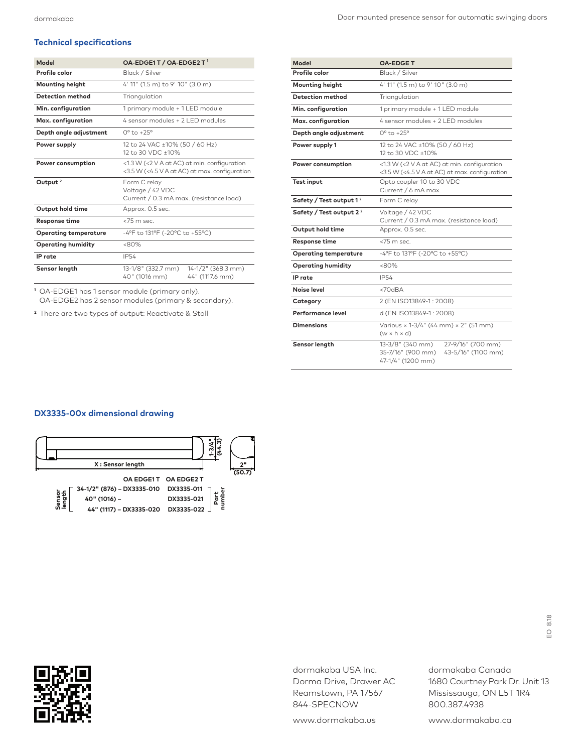## Technical specifications

| Model | OA-EDGE1 T / OA-EDGE2 T [1] | |
|---|---|---|
| Profile color | Black / Silver | |
| Mounting height | 4' 11" (1.5 m) to 9' 10" (3.0 m) | |
| Detection method | Triangulation | |
| Min. configuration | 1 primary module + 1 LED module | |
| Max. configuration | 4 sensor modules + 2 LED modules | |
| Depth angle adjustment | 0° to +25° | |
| Power supply | 12 to 24 VAC ±10% (50 / 60 Hz)<br>12 to 30 VDC ±10% | |
| Power consumption | <1.3 W (<2 V A at AC) at min. configuration<br><3.5 W (<4.5 V A at AC) at max. configuration | |
| Output [2] | Form C relay<br>Voltage / 42 VDC<br>Current / 0.3 mA max. (resistance load) | |
| Output hold time | Approx. 0.5 sec. | |
| Response time | <75 m sec. | |
| Operating temperature | -4°F to 131°F (-20°C to +55°C) | |
| Operating humidity | <80% | |
| IP rate | IP54 | |
| Sensor length | 13-1/8" (332.7 mm)<br>40" (1016 mm) | 14-1/2" (368.3 mm)<br>44" (1117.6 mm) |

[1] OA-EDGE1 has 1 sensor module (primary only).
OA-EDGE2 has 2 sensor modules (primary & secondary).

[2] There are two types of output: Reactivate & Stall

| Model | OA-EDGE T | |
|---|---|---|
| Profile color | Black / Silver | |
| Mounting height | 4' 11" (1.5 m) to 9' 10" (3.0 m) | |
| Detection method | Triangulation | |
| Min. configuration | 1 primary module + 1 LED module | |
| Max. configuration | 4 sensor modules + 2 LED modules | |
| Depth angle adjustment | 0° to +25° | |
| Power supply 1 | 12 to 24 VAC ±10% (50 / 60 Hz)<br>12 to 30 VDC ±10% | |
| Power consumption | <1.3 W (<2 V A at AC) at min. configuration<br><3.5 W (<4.5 V A at AC) at max. configuration | |
| Test input | Opto coupler 10 to 30 VDC<br>Current / 6 mA max. | |
| Safety / Test output 1 [2] | Form C relay | |
| Safety / Test output 2 [2] | Voltage / 42 VDC<br>Current / 0.3 mA max. (resistance load) | |
| Output hold time | Approx. 0.5 sec. | |
| Response time | <75 m sec. | |
| Operating temperature | -4°F to 131°F (-20°C to +55°C) | |
| Operating humidity | <80% | |
| IP rate | IP54 | |
| Noise level | <70dBA | |
| Category | 2 (EN ISO13849-1 : 2008) | |
| Performance level | d (EN ISO13849-1 : 2008) | |
| Dimensions | Various × 1-3/4" (44 mm) × 2" (51 mm)<br>(w × h × d) | |
| Sensor length | 13-3/8" (340 mm)<br>35-7/16" (900 mm)<br>47-1/4" (1200 mm) | 27-9/16" (700 mm)<br>43-5/16" (1100 mm) |

## DX3335-00x dimensional drawing

X : Sensor length

1-3/4" (44.3)

2" (50.7)

| Sensor length | OA EDGE1 T | OA EDGE2 T |
|---|---|---|
| 34-1/2" (876) | DX3335-010 | DX3335-011 |
| 40" (1016) | – | DX3335-021 |
| 44" (1117) | DX3335-020 | DX3335-022 |

Part number

EO 8.18

dormakaba USA Inc.
Dorma Drive, Drawer AC
Reamstown, PA 17567
844-SPECNOW

www.dormakaba.us

dormakaba Canada
1680 Courtney Park Dr. Unit 13
Mississauga, ON L5T 1R4
800.387.4938

www.dormakaba.ca